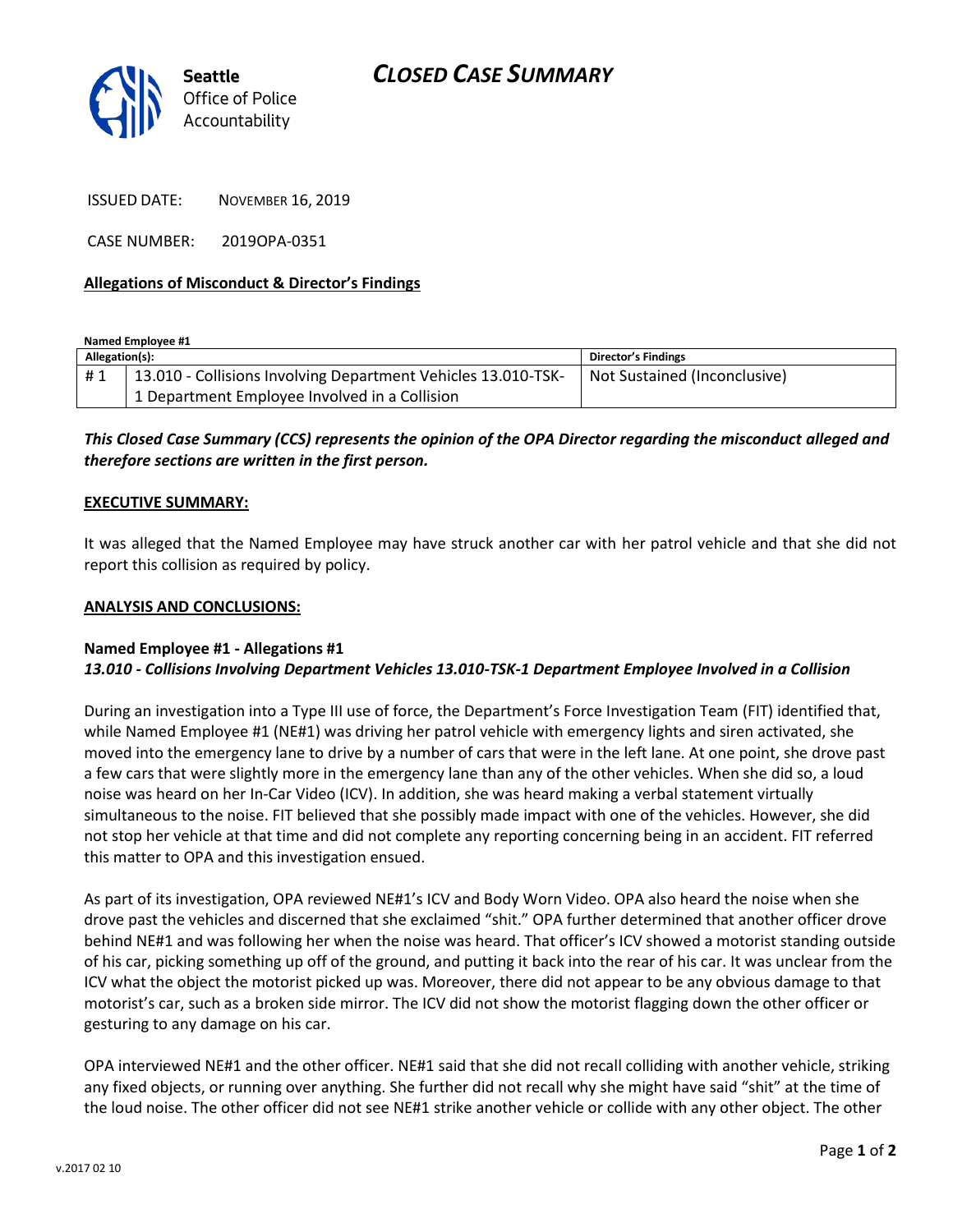# CLOSED CASE SUMMARY

**Seattle**
Office of Police
Accountability

ISSUED DATE: NOVEMBER 16, 2019

CASE NUMBER: 2019OPA-0351

**Allegations of Misconduct & Director's Findings**

**Named Employee #1**

| Allegation(s): | | Director's Findings |
|---|---|---|
| # 1 | 13.010 - Collisions Involving Department Vehicles 13.010-TSK-1 Department Employee Involved in a Collision | Not Sustained (Inconclusive) |

***This Closed Case Summary (CCS) represents the opinion of the OPA Director regarding the misconduct alleged and therefore sections are written in the first person.***

**EXECUTIVE SUMMARY:**

It was alleged that the Named Employee may have struck another car with her patrol vehicle and that she did not report this collision as required by policy.

**ANALYSIS AND CONCLUSIONS:**

**Named Employee #1 - Allegations #1**
***13.010 - Collisions Involving Department Vehicles 13.010-TSK-1 Department Employee Involved in a Collision***

During an investigation into a Type III use of force, the Department's Force Investigation Team (FIT) identified that, while Named Employee #1 (NE#1) was driving her patrol vehicle with emergency lights and siren activated, she moved into the emergency lane to drive by a number of cars that were in the left lane. At one point, she drove past a few cars that were slightly more in the emergency lane than any of the other vehicles. When she did so, a loud noise was heard on her In-Car Video (ICV). In addition, she was heard making a verbal statement virtually simultaneous to the noise. FIT believed that she possibly made impact with one of the vehicles. However, she did not stop her vehicle at that time and did not complete any reporting concerning being in an accident. FIT referred this matter to OPA and this investigation ensued.

As part of its investigation, OPA reviewed NE#1's ICV and Body Worn Video. OPA also heard the noise when she drove past the vehicles and discerned that she exclaimed "shit." OPA further determined that another officer drove behind NE#1 and was following her when the noise was heard. That officer's ICV showed a motorist standing outside of his car, picking something up off of the ground, and putting it back into the rear of his car. It was unclear from the ICV what the object the motorist picked up was. Moreover, there did not appear to be any obvious damage to that motorist's car, such as a broken side mirror. The ICV did not show the motorist flagging down the other officer or gesturing to any damage on his car.

OPA interviewed NE#1 and the other officer. NE#1 said that she did not recall colliding with another vehicle, striking any fixed objects, or running over anything. She further did not recall why she might have said "shit" at the time of the loud noise. The other officer did not see NE#1 strike another vehicle or collide with any other object. The other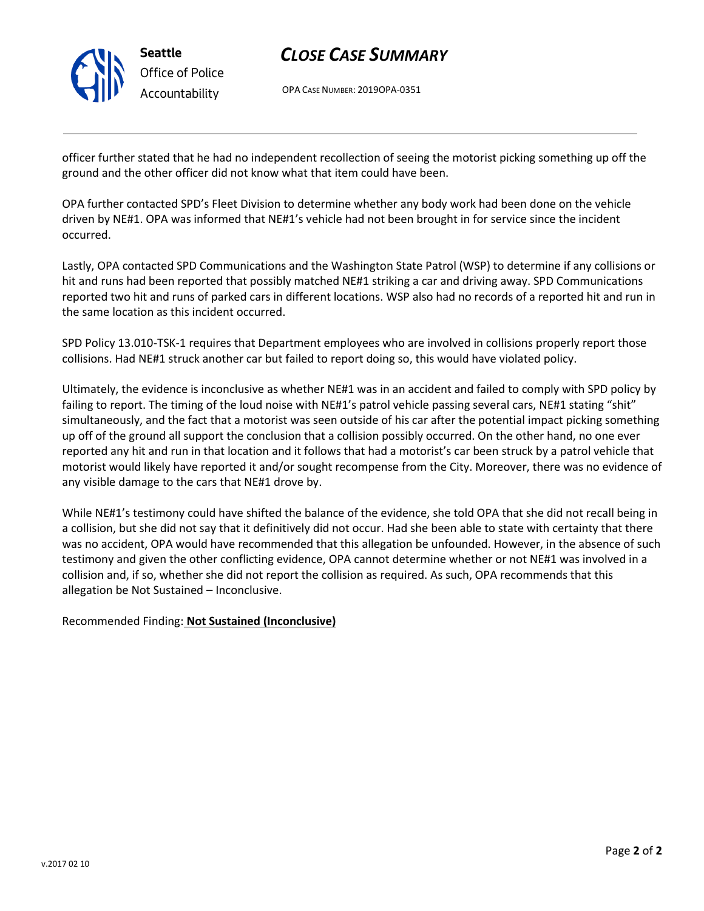officer further stated that he had no independent recollection of seeing the motorist picking something up off the ground and the other officer did not know what that item could have been.

OPA further contacted SPD's Fleet Division to determine whether any body work had been done on the vehicle driven by NE#1. OPA was informed that NE#1's vehicle had not been brought in for service since the incident occurred.

Lastly, OPA contacted SPD Communications and the Washington State Patrol (WSP) to determine if any collisions or hit and runs had been reported that possibly matched NE#1 striking a car and driving away. SPD Communications reported two hit and runs of parked cars in different locations. WSP also had no records of a reported hit and run in the same location as this incident occurred.

SPD Policy 13.010-TSK-1 requires that Department employees who are involved in collisions properly report those collisions. Had NE#1 struck another car but failed to report doing so, this would have violated policy.

Ultimately, the evidence is inconclusive as whether NE#1 was in an accident and failed to comply with SPD policy by failing to report. The timing of the loud noise with NE#1's patrol vehicle passing several cars, NE#1 stating "shit" simultaneously, and the fact that a motorist was seen outside of his car after the potential impact picking something up off of the ground all support the conclusion that a collision possibly occurred. On the other hand, no one ever reported any hit and run in that location and it follows that had a motorist's car been struck by a patrol vehicle that motorist would likely have reported it and/or sought recompense from the City. Moreover, there was no evidence of any visible damage to the cars that NE#1 drove by.

While NE#1's testimony could have shifted the balance of the evidence, she told OPA that she did not recall being in a collision, but she did not say that it definitively did not occur. Had she been able to state with certainty that there was no accident, OPA would have recommended that this allegation be unfounded. However, in the absence of such testimony and given the other conflicting evidence, OPA cannot determine whether or not NE#1 was involved in a collision and, if so, whether she did not report the collision as required. As such, OPA recommends that this allegation be Not Sustained – Inconclusive.

Recommended Finding: **Not Sustained (Inconclusive)**